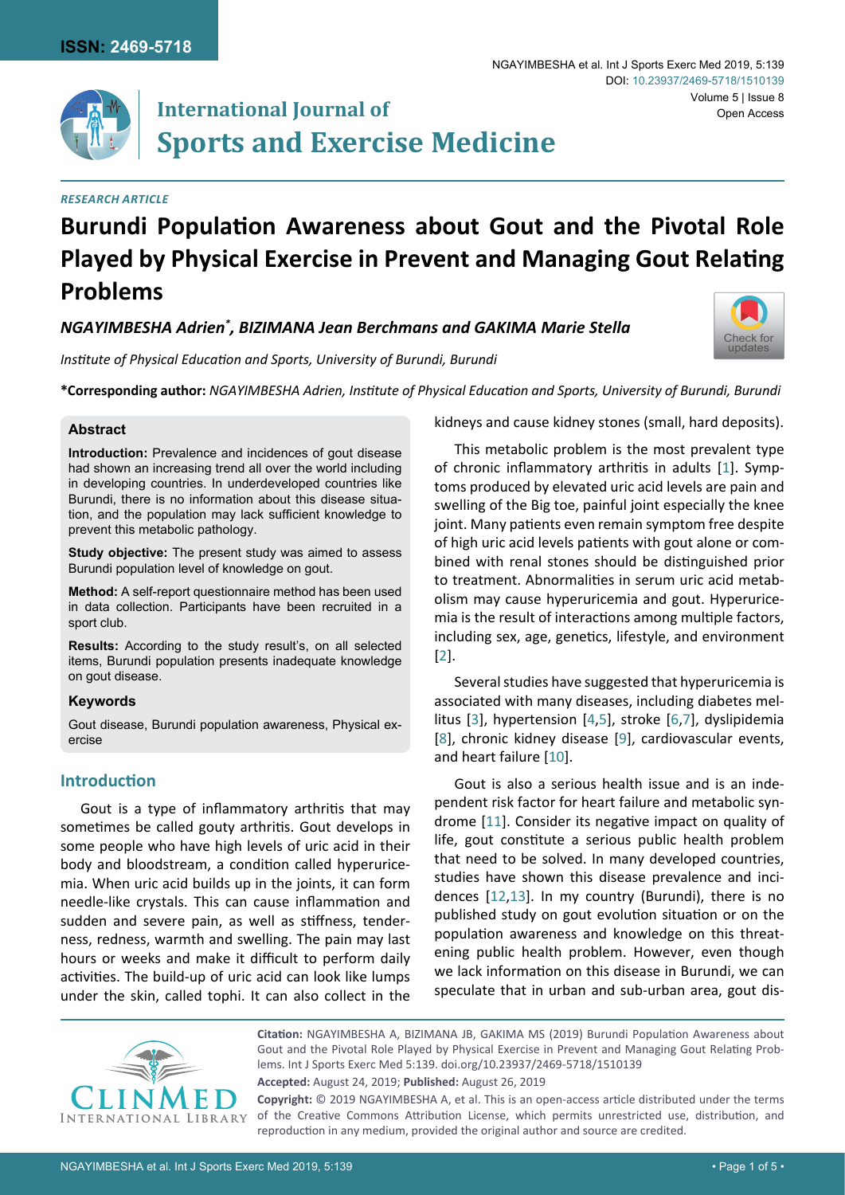*RESEARCH ARTICLE*

# Burundi Population Awareness about Gout and the Pivotal Role Played by Physical Exercise in Prevent and Managing Gout Relating Problems

***NGAYIMBESHA Adrien\*, BIZIMANA Jean Berchmans and GAKIMA Marie Stella***

*Institute of Physical Education and Sports, University of Burundi, Burundi*

**\*Corresponding author:** *NGAYIMBESHA Adrien, Institute of Physical Education and Sports, University of Burundi, Burundi*

### Abstract

**Introduction:** Prevalence and incidences of gout disease had shown an increasing trend all over the world including in developing countries. In underdeveloped countries like Burundi, there is no information about this disease situation, and the population may lack sufficient knowledge to prevent this metabolic pathology.

**Study objective:** The present study was aimed to assess Burundi population level of knowledge on gout.

**Method:** A self-report questionnaire method has been used in data collection. Participants have been recruited in a sport club.

**Results:** According to the study result's, on all selected items, Burundi population presents inadequate knowledge on gout disease.

### Keywords

Gout disease, Burundi population awareness, Physical exercise

## Introduction

Gout is a type of inflammatory arthritis that may sometimes be called gouty arthritis. Gout develops in some people who have high levels of uric acid in their body and bloodstream, a condition called hyperuricemia. When uric acid builds up in the joints, it can form needle-like crystals. This can cause inflammation and sudden and severe pain, as well as stiffness, tenderness, redness, warmth and swelling. The pain may last hours or weeks and make it difficult to perform daily activities. The build-up of uric acid can look like lumps under the skin, called tophi. It can also collect in the kidneys and cause kidney stones (small, hard deposits).

This metabolic problem is the most prevalent type of chronic inflammatory arthritis in adults [1]. Symptoms produced by elevated uric acid levels are pain and swelling of the Big toe, painful joint especially the knee joint. Many patients even remain symptom free despite of high uric acid levels patients with gout alone or combined with renal stones should be distinguished prior to treatment. Abnormalities in serum uric acid metabolism may cause hyperuricemia and gout. Hyperuricemia is the result of interactions among multiple factors, including sex, age, genetics, lifestyle, and environment [2].

Several studies have suggested that hyperuricemia is associated with many diseases, including diabetes mellitus [3], hypertension [4,5], stroke [6,7], dyslipidemia [8], chronic kidney disease [9], cardiovascular events, and heart failure [10].

Gout is also a serious health issue and is an independent risk factor for heart failure and metabolic syndrome [11]. Consider its negative impact on quality of life, gout constitute a serious public health problem that need to be solved. In many developed countries, studies have shown this disease prevalence and incidences [12,13]. In my country (Burundi), there is no published study on gout evolution situation or on the population awareness and knowledge on this threatening public health problem. However, even though we lack information on this disease in Burundi, we can speculate that in urban and sub-urban area, gout dis-

**Citation:** NGAYIMBESHA A, BIZIMANA JB, GAKIMA MS (2019) Burundi Population Awareness about Gout and the Pivotal Role Played by Physical Exercise in Prevent and Managing Gout Relating Problems. Int J Sports Exerc Med 5:139. doi.org/10.23937/2469-5718/1510139

**Accepted:** August 24, 2019; **Published:** August 26, 2019

**Copyright:** © 2019 NGAYIMBESHA A, et al. This is an open-access article distributed under the terms of the Creative Commons Attribution License, which permits unrestricted use, distribution, and reproduction in any medium, provided the original author and source are credited.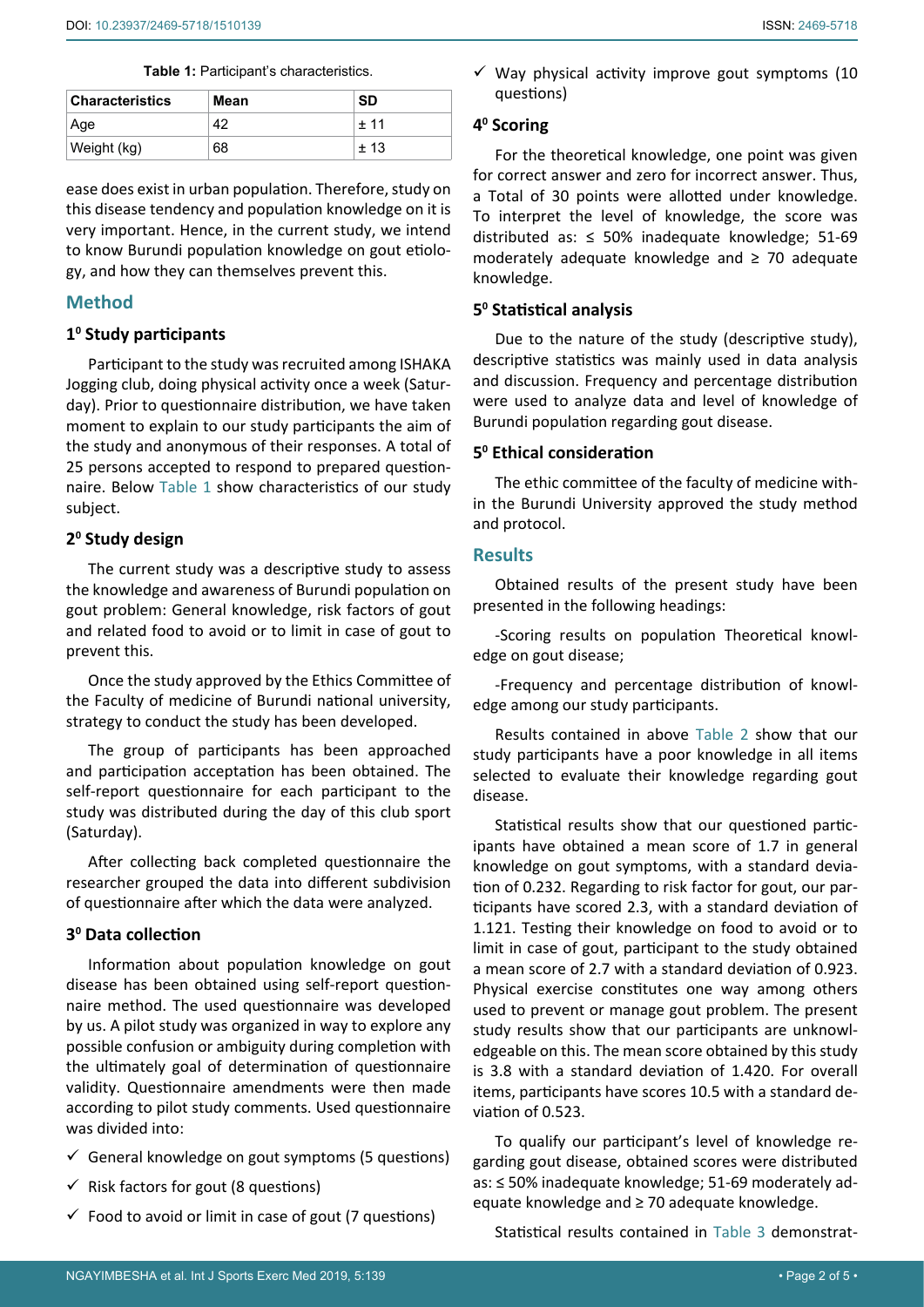**Table 1:** Participant's characteristics.

| Characteristics | Mean | SD |
|---|---|---|
| Age | 42 | ± 11 |
| Weight (kg) | 68 | ± 13 |

ease does exist in urban population. Therefore, study on this disease tendency and population knowledge on it is very important. Hence, in the current study, we intend to know Burundi population knowledge on gout etiology, and how they can themselves prevent this.

## Method

### 1⁰ Study participants

Participant to the study was recruited among ISHAKA Jogging club, doing physical activity once a week (Saturday). Prior to questionnaire distribution, we have taken moment to explain to our study participants the aim of the study and anonymous of their responses. A total of 25 persons accepted to respond to prepared questionnaire. Below Table 1 show characteristics of our study subject.

### 2⁰ Study design

The current study was a descriptive study to assess the knowledge and awareness of Burundi population on gout problem: General knowledge, risk factors of gout and related food to avoid or to limit in case of gout to prevent this.

Once the study approved by the Ethics Committee of the Faculty of medicine of Burundi national university, strategy to conduct the study has been developed.

The group of participants has been approached and participation acceptation has been obtained. The self-report questionnaire for each participant to the study was distributed during the day of this club sport (Saturday).

After collecting back completed questionnaire the researcher grouped the data into different subdivision of questionnaire after which the data were analyzed.

### 3⁰ Data collection

Information about population knowledge on gout disease has been obtained using self-report questionnaire method. The used questionnaire was developed by us. A pilot study was organized in way to explore any possible confusion or ambiguity during completion with the ultimately goal of determination of questionnaire validity. Questionnaire amendments were then made according to pilot study comments. Used questionnaire was divided into:

- ✓ General knowledge on gout symptoms (5 questions)
- ✓ Risk factors for gout (8 questions)
- ✓ Food to avoid or limit in case of gout (7 questions)
- ✓ Way physical activity improve gout symptoms (10 questions)

### 4⁰ Scoring

For the theoretical knowledge, one point was given for correct answer and zero for incorrect answer. Thus, a Total of 30 points were allotted under knowledge. To interpret the level of knowledge, the score was distributed as: ≤ 50% inadequate knowledge; 51-69 moderately adequate knowledge and ≥ 70 adequate knowledge.

### 5⁰ Statistical analysis

Due to the nature of the study (descriptive study), descriptive statistics was mainly used in data analysis and discussion. Frequency and percentage distribution were used to analyze data and level of knowledge of Burundi population regarding gout disease.

### 5⁰ Ethical consideration

The ethic committee of the faculty of medicine within the Burundi University approved the study method and protocol.

## Results

Obtained results of the present study have been presented in the following headings:

-Scoring results on population Theoretical knowledge on gout disease;

-Frequency and percentage distribution of knowledge among our study participants.

Results contained in above Table 2 show that our study participants have a poor knowledge in all items selected to evaluate their knowledge regarding gout disease.

Statistical results show that our questioned participants have obtained a mean score of 1.7 in general knowledge on gout symptoms, with a standard deviation of 0.232. Regarding to risk factor for gout, our participants have scored 2.3, with a standard deviation of 1.121. Testing their knowledge on food to avoid or to limit in case of gout, participant to the study obtained a mean score of 2.7 with a standard deviation of 0.923. Physical exercise constitutes one way among others used to prevent or manage gout problem. The present study results show that our participants are unknowledgeable on this. The mean score obtained by this study is 3.8 with a standard deviation of 1.420. For overall items, participants have scores 10.5 with a standard deviation of 0.523.

To qualify our participant's level of knowledge regarding gout disease, obtained scores were distributed as: ≤ 50% inadequate knowledge; 51-69 moderately adequate knowledge and ≥ 70 adequate knowledge.

Statistical results contained in Table 3 demonstrat-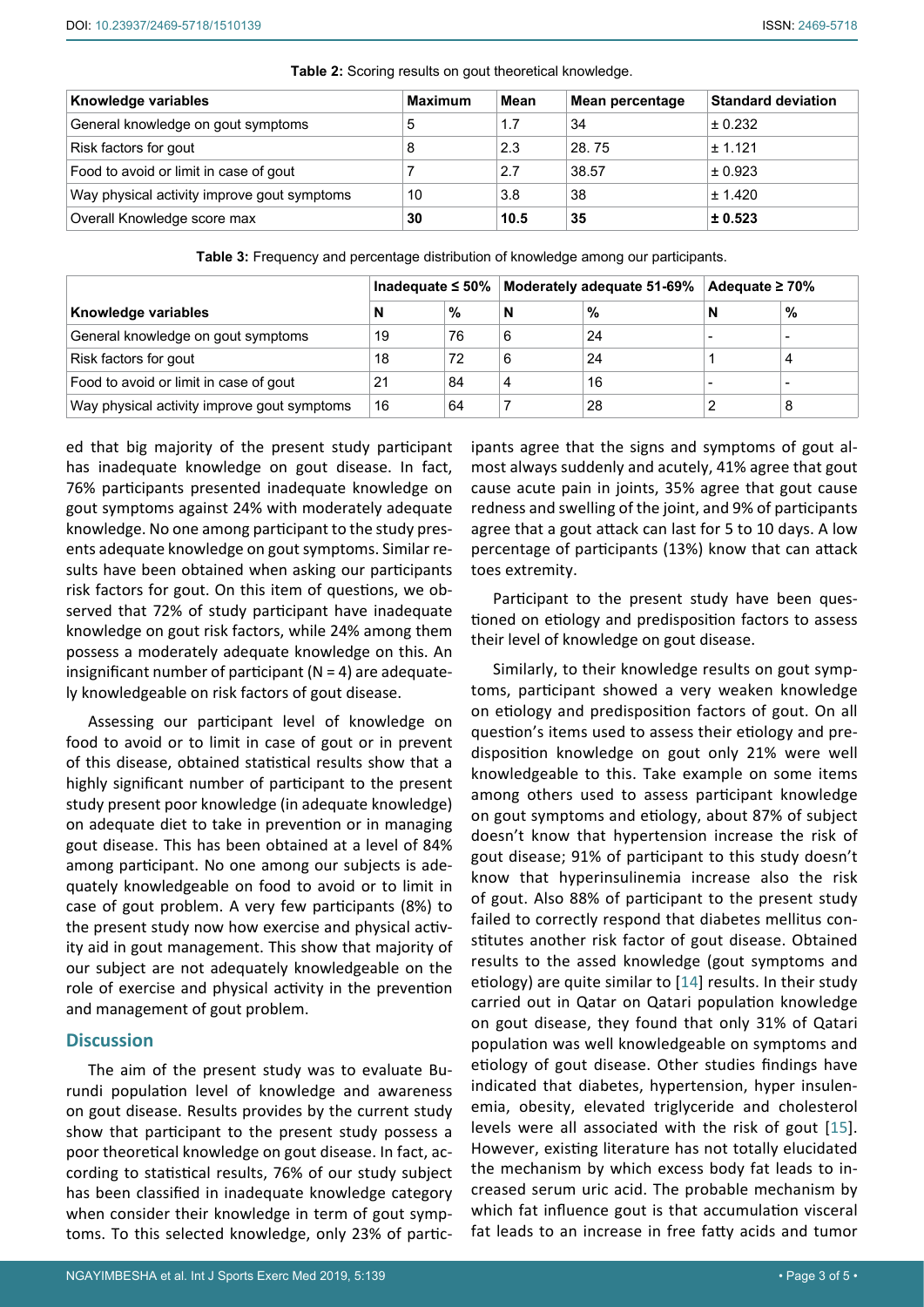**Table 2:** Scoring results on gout theoretical knowledge.

| Knowledge variables | Maximum | Mean | Mean percentage | Standard deviation |
|---|---|---|---|---|
| General knowledge on gout symptoms | 5 | 1.7 | 34 | ± 0.232 |
| Risk factors for gout | 8 | 2.3 | 28. 75 | ± 1.121 |
| Food to avoid or limit in case of gout | 7 | 2.7 | 38.57 | ± 0.923 |
| Way physical activity improve gout symptoms | 10 | 3.8 | 38 | ± 1.420 |
| **Overall Knowledge score max** | **30** | **10.5** | **35** | **± 0.523** |

**Table 3:** Frequency and percentage distribution of knowledge among our participants.

| | Inadequate ≤ 50% | | Moderately adequate 51-69% | | Adequate ≥ 70% | |
|---|---|---|---|---|---|---|
| **Knowledge variables** | **N** | **%** | **N** | **%** | **N** | **%** |
| General knowledge on gout symptoms | 19 | 76 | 6 | 24 | - | - |
| Risk factors for gout | 18 | 72 | 6 | 24 | 1 | 4 |
| Food to avoid or limit in case of gout | 21 | 84 | 4 | 16 | - | - |
| Way physical activity improve gout symptoms | 16 | 64 | 7 | 28 | 2 | 8 |

ed that big majority of the present study participant has inadequate knowledge on gout disease. In fact, 76% participants presented inadequate knowledge on gout symptoms against 24% with moderately adequate knowledge. No one among participant to the study presents adequate knowledge on gout symptoms. Similar results have been obtained when asking our participants risk factors for gout. On this item of questions, we observed that 72% of study participant have inadequate knowledge on gout risk factors, while 24% among them possess a moderately adequate knowledge on this. An insignificant number of participant (N = 4) are adequately knowledgeable on risk factors of gout disease.

Assessing our participant level of knowledge on food to avoid or to limit in case of gout or in prevent of this disease, obtained statistical results show that a highly significant number of participant to the present study present poor knowledge (in adequate knowledge) on adequate diet to take in prevention or in managing gout disease. This has been obtained at a level of 84% among participant. No one among our subjects is adequately knowledgeable on food to avoid or to limit in case of gout problem. A very few participants (8%) to the present study now how exercise and physical activity aid in gout management. This show that majority of our subject are not adequately knowledgeable on the role of exercise and physical activity in the prevention and management of gout problem.

## Discussion

The aim of the present study was to evaluate Burundi population level of knowledge and awareness on gout disease. Results provides by the current study show that participant to the present study possess a poor theoretical knowledge on gout disease. In fact, according to statistical results, 76% of our study subject has been classified in inadequate knowledge category when consider their knowledge in term of gout symptoms. To this selected knowledge, only 23% of participants agree that the signs and symptoms of gout almost always suddenly and acutely, 41% agree that gout cause acute pain in joints, 35% agree that gout cause redness and swelling of the joint, and 9% of participants agree that a gout attack can last for 5 to 10 days. A low percentage of participants (13%) know that can attack toes extremity.

Participant to the present study have been questioned on etiology and predisposition factors to assess their level of knowledge on gout disease.

Similarly, to their knowledge results on gout symptoms, participant showed a very weaken knowledge on etiology and predisposition factors of gout. On all question's items used to assess their etiology and predisposition knowledge on gout only 21% were well knowledgeable to this. Take example on some items among others used to assess participant knowledge on gout symptoms and etiology, about 87% of subject doesn't know that hypertension increase the risk of gout disease; 91% of participant to this study doesn't know that hyperinsulinemia increase also the risk of gout. Also 88% of participant to the present study failed to correctly respond that diabetes mellitus constitutes another risk factor of gout disease. Obtained results to the assed knowledge (gout symptoms and etiology) are quite similar to [14] results. In their study carried out in Qatar on Qatari population knowledge on gout disease, they found that only 31% of Qatari population was well knowledgeable on symptoms and etiology of gout disease. Other studies findings have indicated that diabetes, hypertension, hyper insulenemia, obesity, elevated triglyceride and cholesterol levels were all associated with the risk of gout [15]. However, existing literature has not totally elucidated the mechanism by which excess body fat leads to increased serum uric acid. The probable mechanism by which fat influence gout is that accumulation visceral fat leads to an increase in free fatty acids and tumor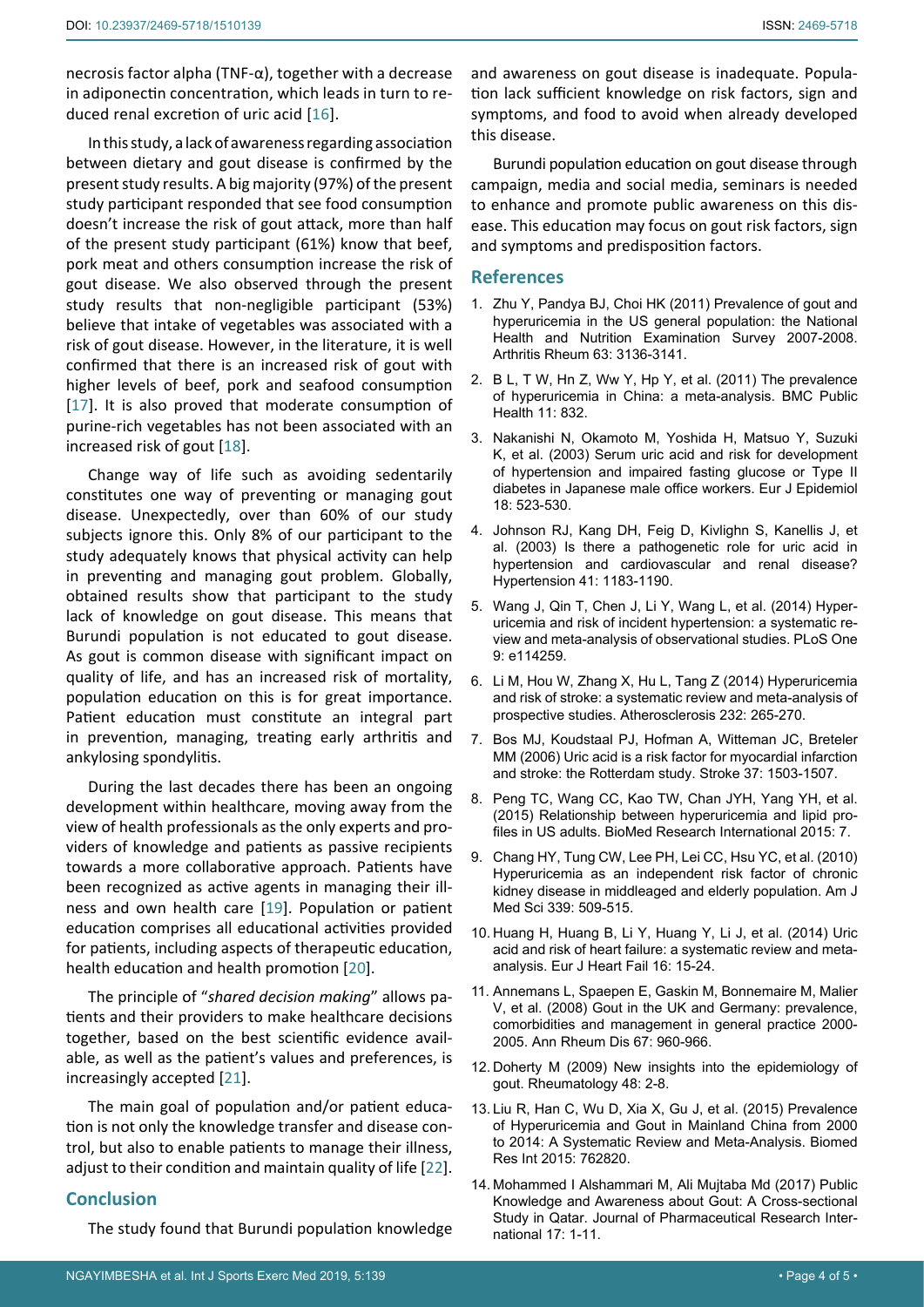necrosis factor alpha (TNF-α), together with a decrease in adiponectin concentration, which leads in turn to reduced renal excretion of uric acid [16].

In this study, a lack of awareness regarding association between dietary and gout disease is confirmed by the present study results. A big majority (97%) of the present study participant responded that see food consumption doesn't increase the risk of gout attack, more than half of the present study participant (61%) know that beef, pork meat and others consumption increase the risk of gout disease. We also observed through the present study results that non-negligible participant (53%) believe that intake of vegetables was associated with a risk of gout disease. However, in the literature, it is well confirmed that there is an increased risk of gout with higher levels of beef, pork and seafood consumption [17]. It is also proved that moderate consumption of purine-rich vegetables has not been associated with an increased risk of gout [18].

Change way of life such as avoiding sedentarily constitutes one way of preventing or managing gout disease. Unexpectedly, over than 60% of our study subjects ignore this. Only 8% of our participant to the study adequately knows that physical activity can help in preventing and managing gout problem. Globally, obtained results show that participant to the study lack of knowledge on gout disease. This means that Burundi population is not educated to gout disease. As gout is common disease with significant impact on quality of life, and has an increased risk of mortality, population education on this is for great importance. Patient education must constitute an integral part in prevention, managing, treating early arthritis and ankylosing spondylitis.

During the last decades there has been an ongoing development within healthcare, moving away from the view of health professionals as the only experts and providers of knowledge and patients as passive recipients towards a more collaborative approach. Patients have been recognized as active agents in managing their illness and own health care [19]. Population or patient education comprises all educational activities provided for patients, including aspects of therapeutic education, health education and health promotion [20].

The principle of "*shared decision making*" allows patients and their providers to make healthcare decisions together, based on the best scientific evidence available, as well as the patient's values and preferences, is increasingly accepted [21].

The main goal of population and/or patient education is not only the knowledge transfer and disease control, but also to enable patients to manage their illness, adjust to their condition and maintain quality of life [22].

## Conclusion

The study found that Burundi population knowledge and awareness on gout disease is inadequate. Population lack sufficient knowledge on risk factors, sign and symptoms, and food to avoid when already developed this disease.

Burundi population education on gout disease through campaign, media and social media, seminars is needed to enhance and promote public awareness on this disease. This education may focus on gout risk factors, sign and symptoms and predisposition factors.

## References

1. Zhu Y, Pandya BJ, Choi HK (2011) Prevalence of gout and hyperuricemia in the US general population: the National Health and Nutrition Examination Survey 2007-2008. Arthritis Rheum 63: 3136-3141.
2. B L, T W, Hn Z, Ww Y, Hp Y, et al. (2011) The prevalence of hyperuricemia in China: a meta-analysis. BMC Public Health 11: 832.
3. Nakanishi N, Okamoto M, Yoshida H, Matsuo Y, Suzuki K, et al. (2003) Serum uric acid and risk for development of hypertension and impaired fasting glucose or Type II diabetes in Japanese male office workers. Eur J Epidemiol 18: 523-530.
4. Johnson RJ, Kang DH, Feig D, Kivlighn S, Kanellis J, et al. (2003) Is there a pathogenetic role for uric acid in hypertension and cardiovascular and renal disease? Hypertension 41: 1183-1190.
5. Wang J, Qin T, Chen J, Li Y, Wang L, et al. (2014) Hyperuricemia and risk of incident hypertension: a systematic review and meta-analysis of observational studies. PLoS One 9: e114259.
6. Li M, Hou W, Zhang X, Hu L, Tang Z (2014) Hyperuricemia and risk of stroke: a systematic review and meta-analysis of prospective studies. Atherosclerosis 232: 265-270.
7. Bos MJ, Koudstaal PJ, Hofman A, Witteman JC, Breteler MM (2006) Uric acid is a risk factor for myocardial infarction and stroke: the Rotterdam study. Stroke 37: 1503-1507.
8. Peng TC, Wang CC, Kao TW, Chan JYH, Yang YH, et al. (2015) Relationship between hyperuricemia and lipid profiles in US adults. BioMed Research International 2015: 7.
9. Chang HY, Tung CW, Lee PH, Lei CC, Hsu YC, et al. (2010) Hyperuricemia as an independent risk factor of chronic kidney disease in middleaged and elderly population. Am J Med Sci 339: 509-515.
10. Huang H, Huang B, Li Y, Huang Y, Li J, et al. (2014) Uric acid and risk of heart failure: a systematic review and meta-analysis. Eur J Heart Fail 16: 15-24.
11. Annemans L, Spaepen E, Gaskin M, Bonnemaire M, Malier V, et al. (2008) Gout in the UK and Germany: prevalence, comorbidities and management in general practice 2000-2005. Ann Rheum Dis 67: 960-966.
12. Doherty M (2009) New insights into the epidemiology of gout. Rheumatology 48: 2-8.
13. Liu R, Han C, Wu D, Xia X, Gu J, et al. (2015) Prevalence of Hyperuricemia and Gout in Mainland China from 2000 to 2014: A Systematic Review and Meta-Analysis. Biomed Res Int 2015: 762820.
14. Mohammed I Alshammari M, Ali Mujtaba Md (2017) Public Knowledge and Awareness about Gout: A Cross-sectional Study in Qatar. Journal of Pharmaceutical Research International 17: 1-11.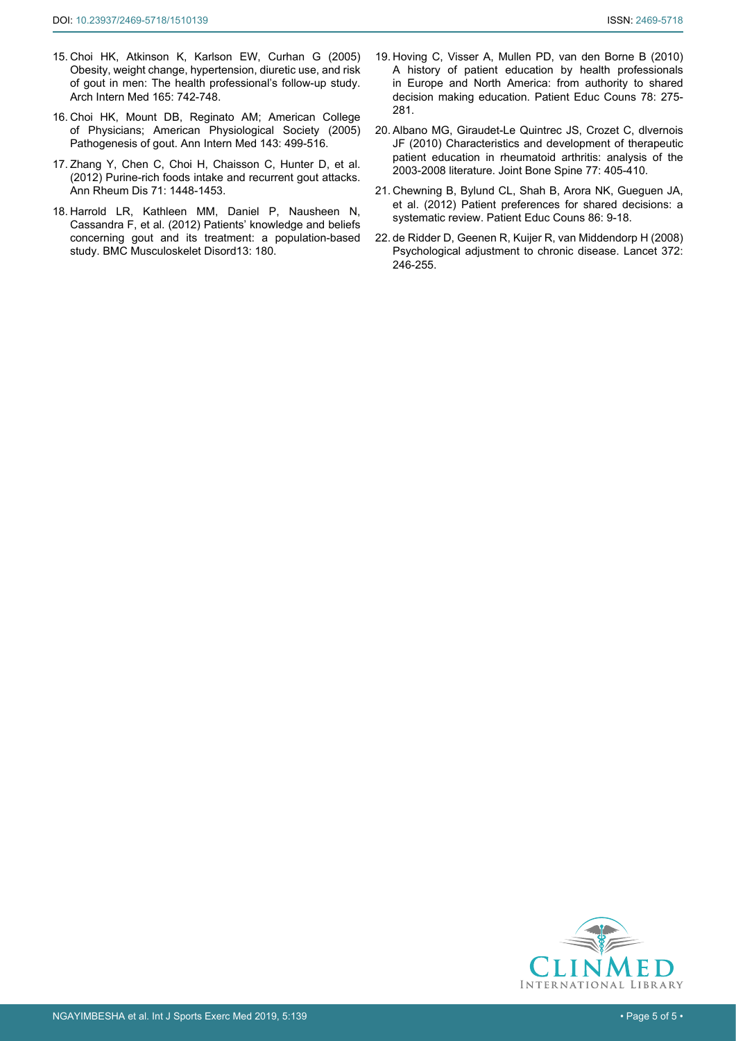15. Choi HK, Atkinson K, Karlson EW, Curhan G (2005) Obesity, weight change, hypertension, diuretic use, and risk of gout in men: The health professional's follow-up study. Arch Intern Med 165: 742-748.
16. Choi HK, Mount DB, Reginato AM; American College of Physicians; American Physiological Society (2005) Pathogenesis of gout. Ann Intern Med 143: 499-516.
17. Zhang Y, Chen C, Choi H, Chaisson C, Hunter D, et al. (2012) Purine-rich foods intake and recurrent gout attacks. Ann Rheum Dis 71: 1448-1453.
18. Harrold LR, Kathleen MM, Daniel P, Nausheen N, Cassandra F, et al. (2012) Patients' knowledge and beliefs concerning gout and its treatment: a population-based study. BMC Musculoskelet Disord13: 180.
19. Hoving C, Visser A, Mullen PD, van den Borne B (2010) A history of patient education by health professionals in Europe and North America: from authority to shared decision making education. Patient Educ Couns 78: 275-281.
20. Albano MG, Giraudet-Le Quintrec JS, Crozet C, dIvernois JF (2010) Characteristics and development of therapeutic patient education in rheumatoid arthritis: analysis of the 2003-2008 literature. Joint Bone Spine 77: 405-410.
21. Chewning B, Bylund CL, Shah B, Arora NK, Gueguen JA, et al. (2012) Patient preferences for shared decisions: a systematic review. Patient Educ Couns 86: 9-18.
22. de Ridder D, Geenen R, Kuijer R, van Middendorp H (2008) Psychological adjustment to chronic disease. Lancet 372: 246-255.